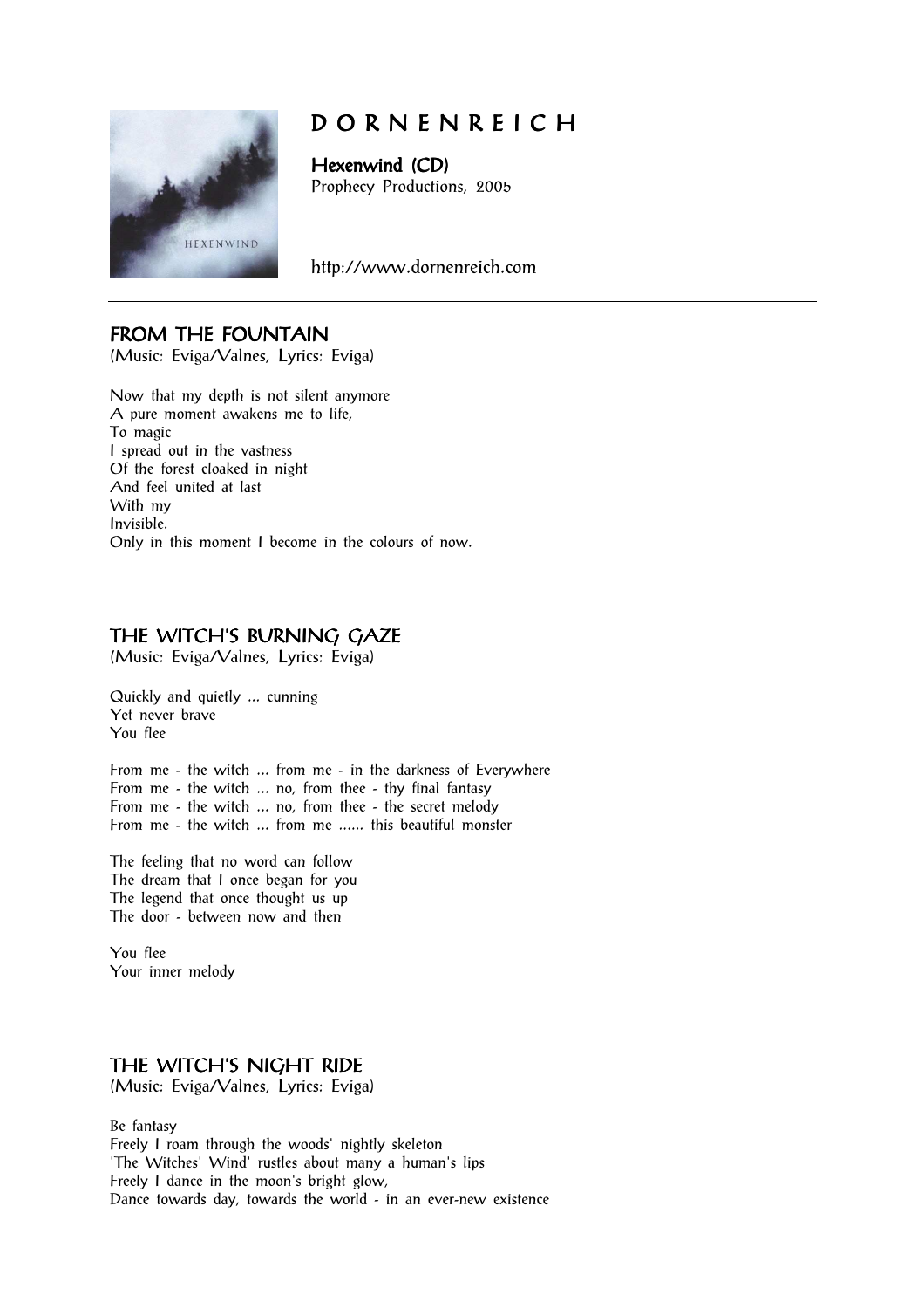# D O R N E N R E I C H

**Hexenwind (CD)**
Prophecy Productions, 2005

http://www.dornenreich.com

---

## FROM THE FOUNTAIN

(Music: Eviga/Valnes, Lyrics: Eviga)

Now that my depth is not silent anymore
A pure moment awakens me to life,
To magic
I spread out in the vastness
Of the forest cloaked in night
And feel united at last
With my
Invisible.
Only in this moment I become in the colours of now.

## THE WITCH'S BURNING GAZE

(Music: Eviga/Valnes, Lyrics: Eviga)

Quickly and quietly ... cunning
Yet never brave
You flee

From me - the witch ... from me - in the darkness of Everywhere
From me - the witch ... no, from thee - thy final fantasy
From me - the witch ... no, from thee - the secret melody
From me - the witch ... from me ...... this beautiful monster

The feeling that no word can follow
The dream that I once began for you
The legend that once thought us up
The door - between now and then

You flee
Your inner melody

## THE WITCH'S NIGHT RIDE

(Music: Eviga/Valnes, Lyrics: Eviga)

Be fantasy
Freely I roam through the woods' nightly skeleton
'The Witches' Wind' rustles about many a human's lips
Freely I dance in the moon's bright glow,
Dance towards day, towards the world - in an ever-new existence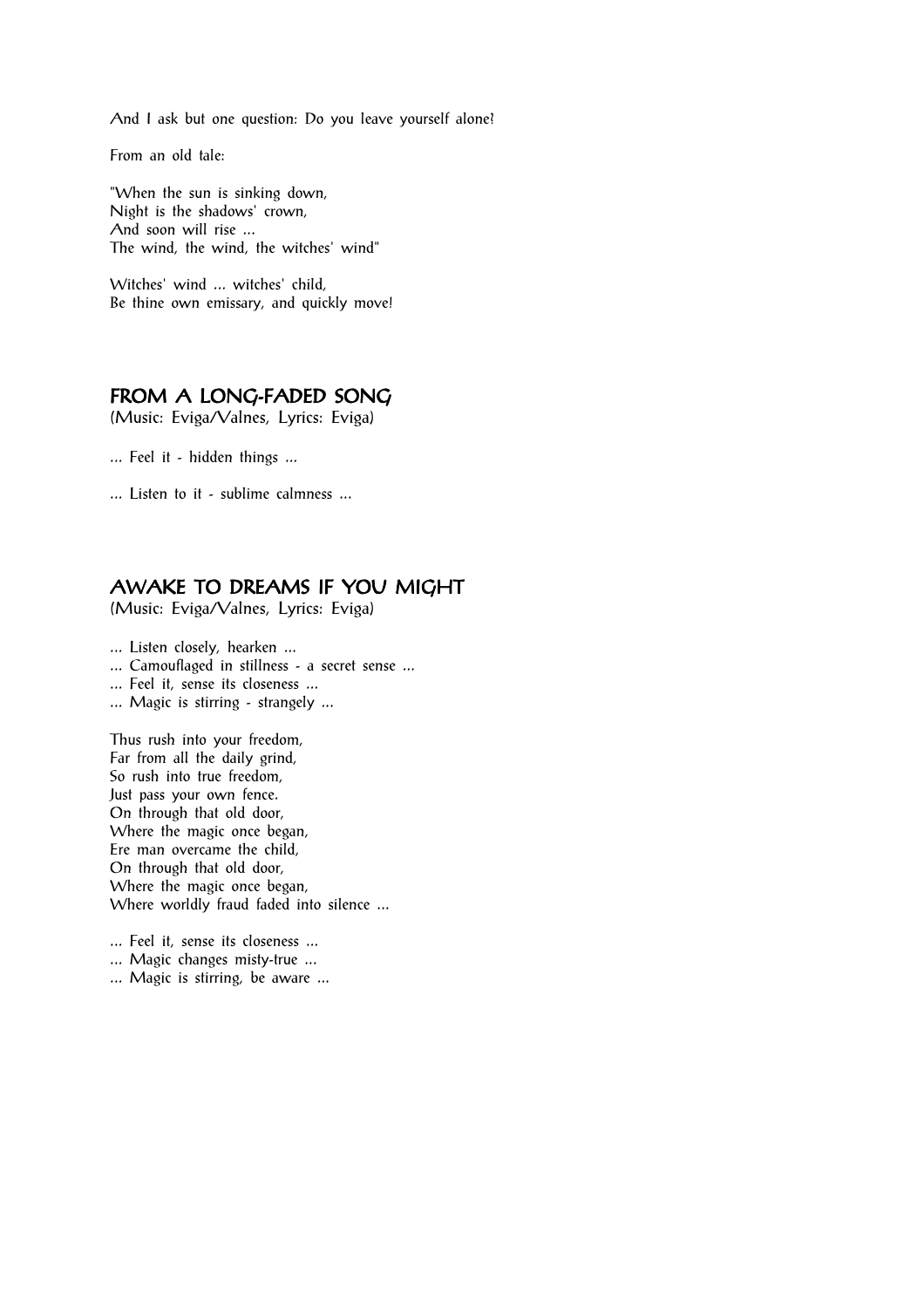And I ask but one question: Do you leave yourself alone?

From an old tale:

"When the sun is sinking down,  
Night is the shadows' crown,  
And soon will rise ...  
The wind, the wind, the witches' wind"

Witches' wind ... witches' child,  
Be thine own emissary, and quickly move!

## FROM A LONG-FADED SONG

(Music: Eviga/Valnes, Lyrics: Eviga)

... Feel it - hidden things ...

... Listen to it - sublime calmness ...

## AWAKE TO DREAMS IF YOU MIGHT

(Music: Eviga/Valnes, Lyrics: Eviga)

... Listen closely, hearken ...  
... Camouflaged in stillness - a secret sense ...  
... Feel it, sense its closeness ...  
... Magic is stirring - strangely ...

Thus rush into your freedom,  
Far from all the daily grind,  
So rush into true freedom,  
Just pass your own fence.  
On through that old door,  
Where the magic once began,  
Ere man overcame the child,  
On through that old door,  
Where the magic once began,  
Where worldly fraud faded into silence ...

... Feel it, sense its closeness ...  
... Magic changes misty-true ...  
... Magic is stirring, be aware ...